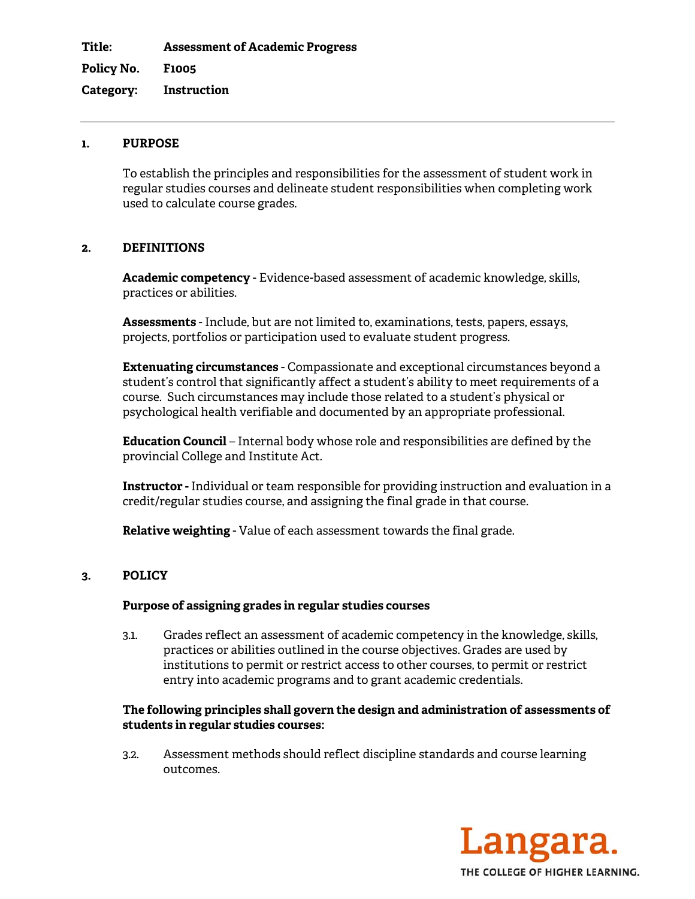**Title:** **Assessment of Academic Progress**

**Policy No.** **F1005**

**Category:** **Instruction**

---

## 1. PURPOSE

To establish the principles and responsibilities for the assessment of student work in regular studies courses and delineate student responsibilities when completing work used to calculate course grades.

## 2. DEFINITIONS

**Academic competency** - Evidence-based assessment of academic knowledge, skills, practices or abilities.

**Assessments** - Include, but are not limited to, examinations, tests, papers, essays, projects, portfolios or participation used to evaluate student progress.

**Extenuating circumstances** - Compassionate and exceptional circumstances beyond a student's control that significantly affect a student's ability to meet requirements of a course. Such circumstances may include those related to a student's physical or psychological health verifiable and documented by an appropriate professional.

**Education Council** – Internal body whose role and responsibilities are defined by the provincial College and Institute Act.

**Instructor -** Individual or team responsible for providing instruction and evaluation in a credit/regular studies course, and assigning the final grade in that course.

**Relative weighting** - Value of each assessment towards the final grade.

## 3. POLICY

**Purpose of assigning grades in regular studies courses**

3.1. Grades reflect an assessment of academic competency in the knowledge, skills, practices or abilities outlined in the course objectives. Grades are used by institutions to permit or restrict access to other courses, to permit or restrict entry into academic programs and to grant academic credentials.

**The following principles shall govern the design and administration of assessments of students in regular studies courses:**

3.2. Assessment methods should reflect discipline standards and course learning outcomes.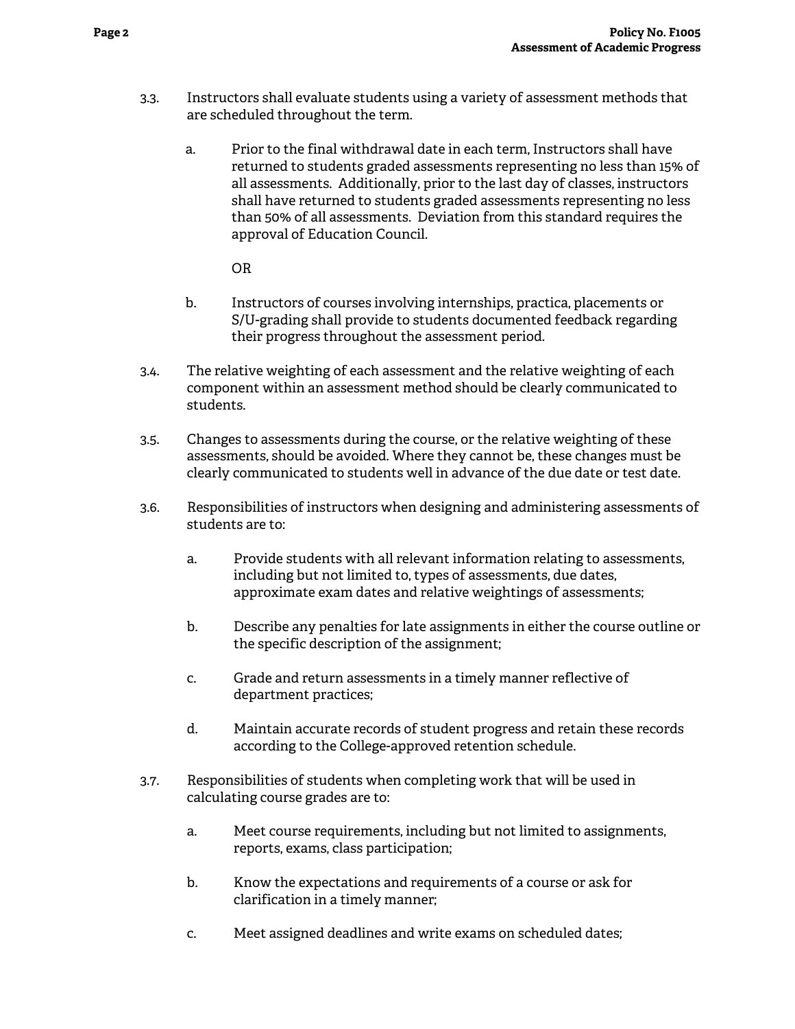3.3. Instructors shall evaluate students using a variety of assessment methods that are scheduled throughout the term.

   a. Prior to the final withdrawal date in each term, Instructors shall have returned to students graded assessments representing no less than 15% of all assessments. Additionally, prior to the last day of classes, instructors shall have returned to students graded assessments representing no less than 50% of all assessments. Deviation from this standard requires the approval of Education Council.

   OR

   b. Instructors of courses involving internships, practica, placements or S/U-grading shall provide to students documented feedback regarding their progress throughout the assessment period.

3.4. The relative weighting of each assessment and the relative weighting of each component within an assessment method should be clearly communicated to students.

3.5. Changes to assessments during the course, or the relative weighting of these assessments, should be avoided. Where they cannot be, these changes must be clearly communicated to students well in advance of the due date or test date.

3.6. Responsibilities of instructors when designing and administering assessments of students are to:

   a. Provide students with all relevant information relating to assessments, including but not limited to, types of assessments, due dates, approximate exam dates and relative weightings of assessments;

   b. Describe any penalties for late assignments in either the course outline or the specific description of the assignment;

   c. Grade and return assessments in a timely manner reflective of department practices;

   d. Maintain accurate records of student progress and retain these records according to the College-approved retention schedule.

3.7. Responsibilities of students when completing work that will be used in calculating course grades are to:

   a. Meet course requirements, including but not limited to assignments, reports, exams, class participation;

   b. Know the expectations and requirements of a course or ask for clarification in a timely manner;

   c. Meet assigned deadlines and write exams on scheduled dates;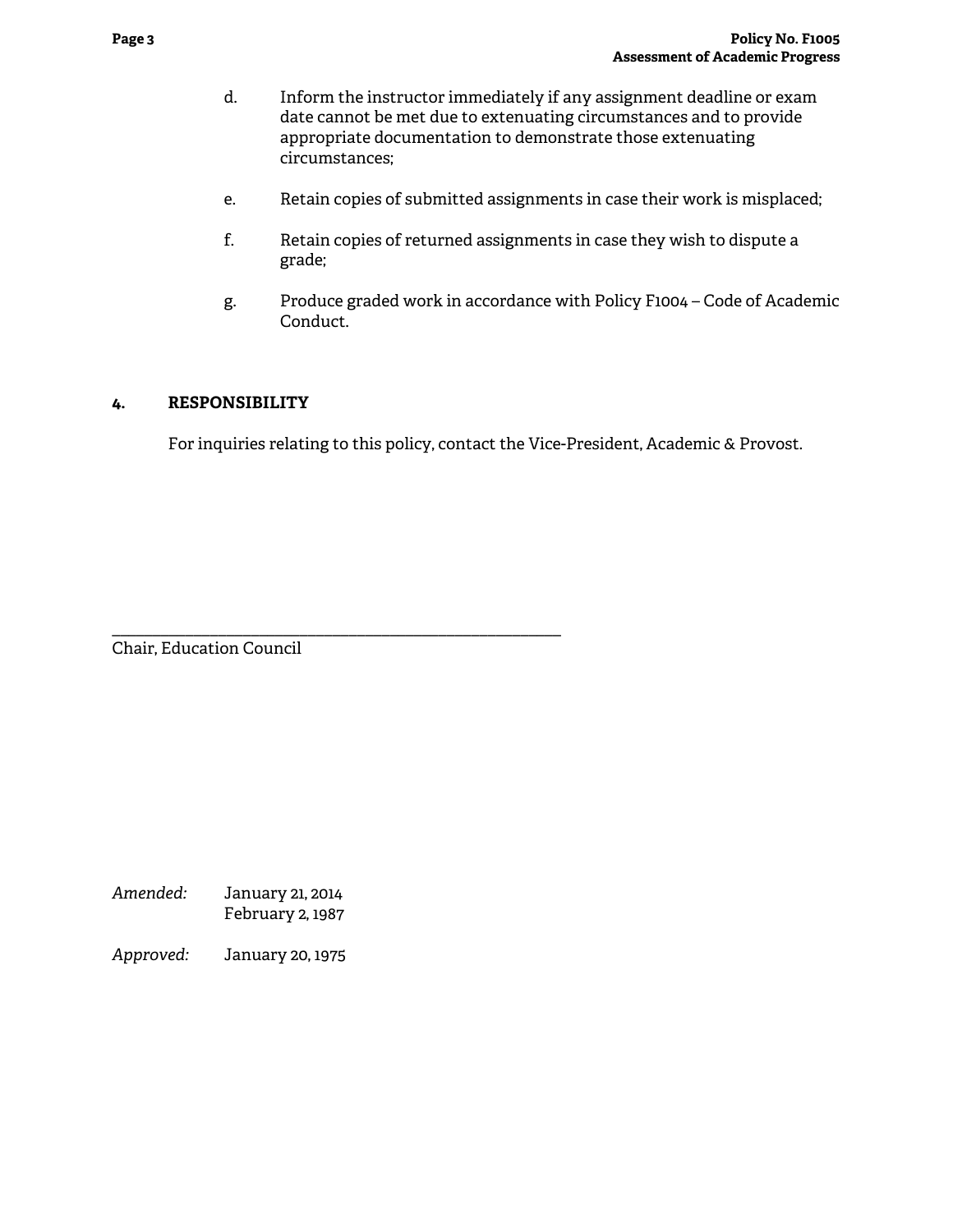d. Inform the instructor immediately if any assignment deadline or exam date cannot be met due to extenuating circumstances and to provide appropriate documentation to demonstrate those extenuating circumstances;

e. Retain copies of submitted assignments in case their work is misplaced;

f. Retain copies of returned assignments in case they wish to dispute a grade;

g. Produce graded work in accordance with Policy F1004 – Code of Academic Conduct.

## 4. RESPONSIBILITY

For inquiries relating to this policy, contact the Vice-President, Academic & Provost.

\_\_\_\_\_\_\_\_\_\_\_\_\_\_\_\_\_\_\_\_\_\_\_\_\_\_\_\_\_\_\_\_\_\_\_\_\_\_\_\_\_\_\_\_\_\_\_\_\_\_

Chair, Education Council

*Amended:* January 21, 2014
February 2, 1987

*Approved:* January 20, 1975